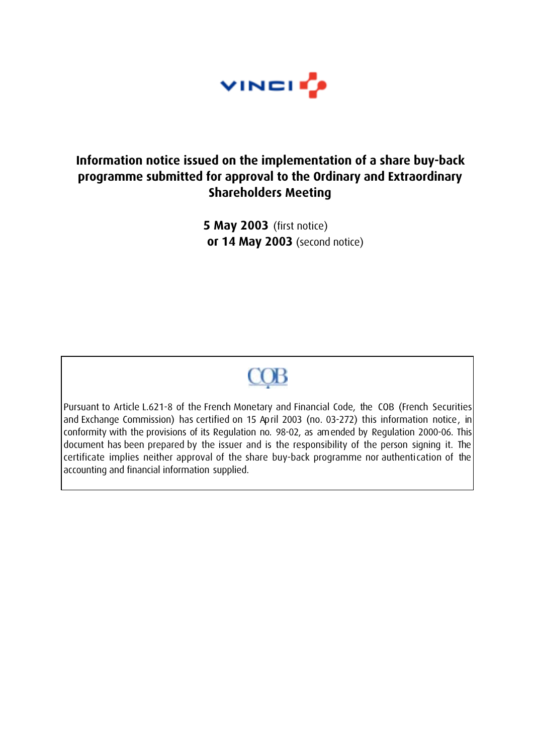VINCI

# Information notice issued on the implementation of a share buy-back programme submitted for approval to the Ordinary and Extraordinary Shareholders Meeting

**5 May 2003** (first notice)
**or 14 May 2003** (second notice)

COB

Pursuant to Article L.621-8 of the French Monetary and Financial Code, the COB (French Securities and Exchange Commission) has certified on 15 April 2003 (no. 03-272) this information notice, in conformity with the provisions of its Regulation no. 98-02, as amended by Regulation 2000-06. This document has been prepared by the issuer and is the responsibility of the person signing it. The certificate implies neither approval of the share buy-back programme nor authentication of the accounting and financial information supplied.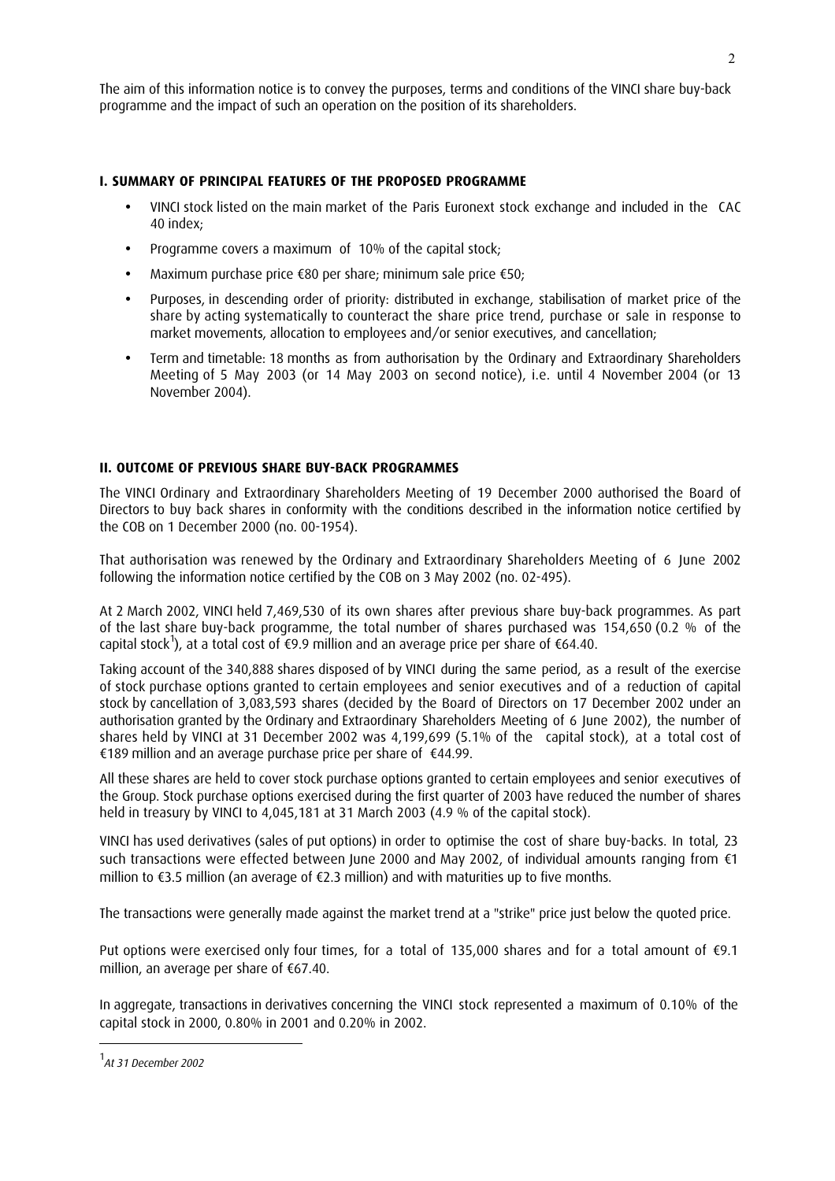The aim of this information notice is to convey the purposes, terms and conditions of the VINCI share buy-back programme and the impact of such an operation on the position of its shareholders.

## I. SUMMARY OF PRINCIPAL FEATURES OF THE PROPOSED PROGRAMME

- VINCI stock listed on the main market of the Paris Euronext stock exchange and included in the CAC 40 index;
- Programme covers a maximum of 10% of the capital stock;
- Maximum purchase price €80 per share; minimum sale price €50;
- Purposes, in descending order of priority: distributed in exchange, stabilisation of market price of the share by acting systematically to counteract the share price trend, purchase or sale in response to market movements, allocation to employees and/or senior executives, and cancellation;
- Term and timetable: 18 months as from authorisation by the Ordinary and Extraordinary Shareholders Meeting of 5 May 2003 (or 14 May 2003 on second notice), i.e. until 4 November 2004 (or 13 November 2004).

## II. OUTCOME OF PREVIOUS SHARE BUY-BACK PROGRAMMES

The VINCI Ordinary and Extraordinary Shareholders Meeting of 19 December 2000 authorised the Board of Directors to buy back shares in conformity with the conditions described in the information notice certified by the COB on 1 December 2000 (no. 00-1954).

That authorisation was renewed by the Ordinary and Extraordinary Shareholders Meeting of 6 June 2002 following the information notice certified by the COB on 3 May 2002 (no. 02-495).

At 2 March 2002, VINCI held 7,469,530 of its own shares after previous share buy-back programmes. As part of the last share buy-back programme, the total number of shares purchased was 154,650 (0.2 % of the capital stock[1]), at a total cost of €9.9 million and an average price per share of €64.40.

Taking account of the 340,888 shares disposed of by VINCI during the same period, as a result of the exercise of stock purchase options granted to certain employees and senior executives and of a reduction of capital stock by cancellation of 3,083,593 shares (decided by the Board of Directors on 17 December 2002 under an authorisation granted by the Ordinary and Extraordinary Shareholders Meeting of 6 June 2002), the number of shares held by VINCI at 31 December 2002 was 4,199,699 (5.1% of the capital stock), at a total cost of €189 million and an average purchase price per share of €44.99.

All these shares are held to cover stock purchase options granted to certain employees and senior executives of the Group. Stock purchase options exercised during the first quarter of 2003 have reduced the number of shares held in treasury by VINCI to 4,045,181 at 31 March 2003 (4.9 % of the capital stock).

VINCI has used derivatives (sales of put options) in order to optimise the cost of share buy-backs. In total, 23 such transactions were effected between June 2000 and May 2002, of individual amounts ranging from €1 million to €3.5 million (an average of €2.3 million) and with maturities up to five months.

The transactions were generally made against the market trend at a "strike" price just below the quoted price.

Put options were exercised only four times, for a total of 135,000 shares and for a total amount of €9.1 million, an average per share of €67.40.

In aggregate, transactions in derivatives concerning the VINCI stock represented a maximum of 0.10% of the capital stock in 2000, 0.80% in 2001 and 0.20% in 2002.

---

[1] *At 31 December 2002*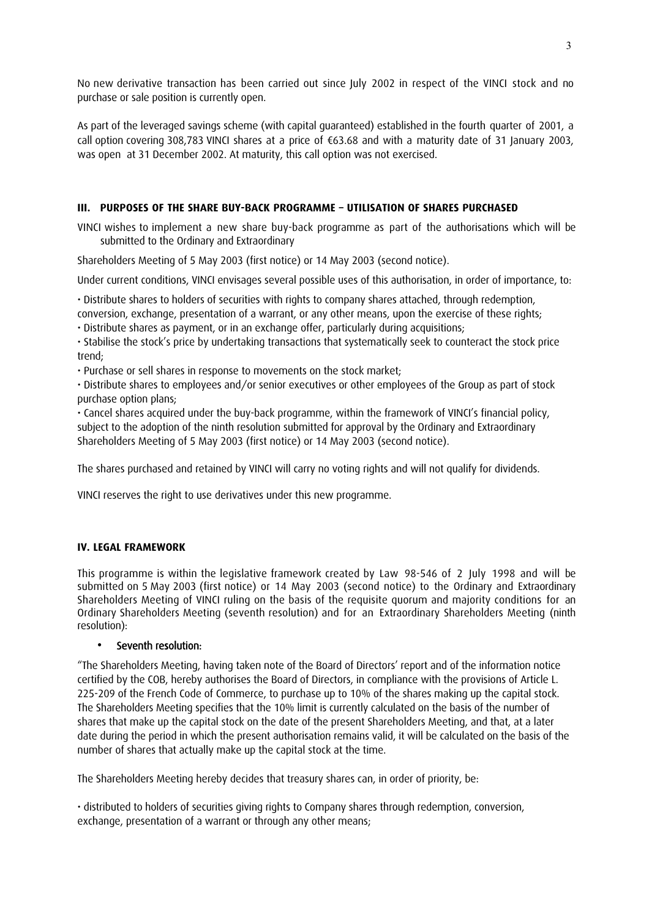No new derivative transaction has been carried out since July 2002 in respect of the VINCI stock and no purchase or sale position is currently open.

As part of the leveraged savings scheme (with capital guaranteed) established in the fourth quarter of 2001, a call option covering 308,783 VINCI shares at a price of €63.68 and with a maturity date of 31 January 2003, was open at 31 December 2002. At maturity, this call option was not exercised.

## III. PURPOSES OF THE SHARE BUY-BACK PROGRAMME – UTILISATION OF SHARES PURCHASED

VINCI wishes to implement a new share buy-back programme as part of the authorisations which will be submitted to the Ordinary and Extraordinary

Shareholders Meeting of 5 May 2003 (first notice) or 14 May 2003 (second notice).

Under current conditions, VINCI envisages several possible uses of this authorisation, in order of importance, to:

- Distribute shares to holders of securities with rights to company shares attached, through redemption, conversion, exchange, presentation of a warrant, or any other means, upon the exercise of these rights;
- Distribute shares as payment, or in an exchange offer, particularly during acquisitions;
- Stabilise the stock's price by undertaking transactions that systematically seek to counteract the stock price trend;
- Purchase or sell shares in response to movements on the stock market;
- Distribute shares to employees and/or senior executives or other employees of the Group as part of stock purchase option plans;
- Cancel shares acquired under the buy-back programme, within the framework of VINCI's financial policy, subject to the adoption of the ninth resolution submitted for approval by the Ordinary and Extraordinary Shareholders Meeting of 5 May 2003 (first notice) or 14 May 2003 (second notice).

The shares purchased and retained by VINCI will carry no voting rights and will not qualify for dividends.

VINCI reserves the right to use derivatives under this new programme.

## IV. LEGAL FRAMEWORK

This programme is within the legislative framework created by Law 98-546 of 2 July 1998 and will be submitted on 5 May 2003 (first notice) or 14 May 2003 (second notice) to the Ordinary and Extraordinary Shareholders Meeting of VINCI ruling on the basis of the requisite quorum and majority conditions for an Ordinary Shareholders Meeting (seventh resolution) and for an Extraordinary Shareholders Meeting (ninth resolution):

- **Seventh resolution:**

"The Shareholders Meeting, having taken note of the Board of Directors' report and of the information notice certified by the COB, hereby authorises the Board of Directors, in compliance with the provisions of Article L. 225-209 of the French Code of Commerce, to purchase up to 10% of the shares making up the capital stock. The Shareholders Meeting specifies that the 10% limit is currently calculated on the basis of the number of shares that make up the capital stock on the date of the present Shareholders Meeting, and that, at a later date during the period in which the present authorisation remains valid, it will be calculated on the basis of the number of shares that actually make up the capital stock at the time.

The Shareholders Meeting hereby decides that treasury shares can, in order of priority, be:

- distributed to holders of securities giving rights to Company shares through redemption, conversion, exchange, presentation of a warrant or through any other means;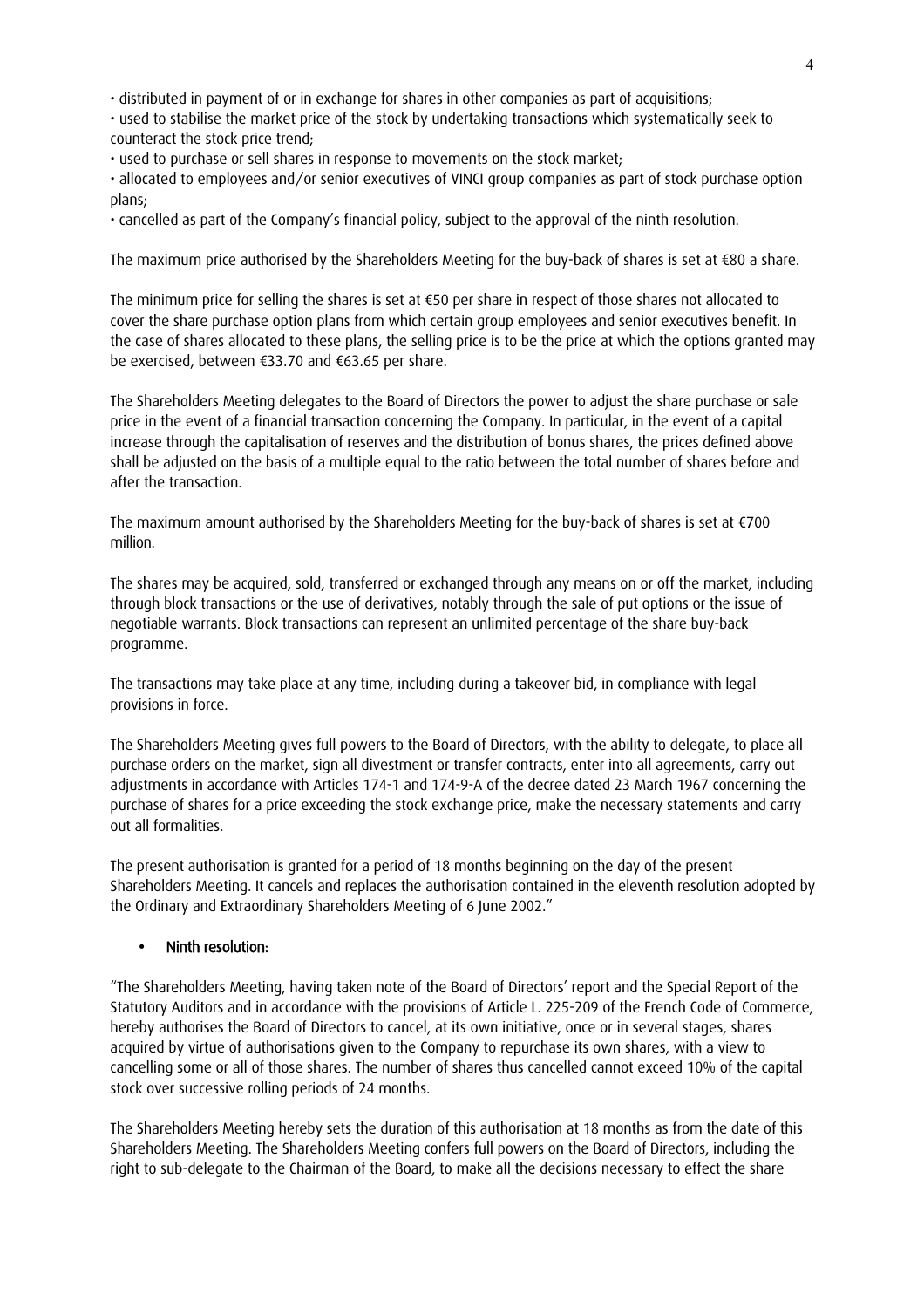• distributed in payment of or in exchange for shares in other companies as part of acquisitions;
• used to stabilise the market price of the stock by undertaking transactions which systematically seek to counteract the stock price trend;
• used to purchase or sell shares in response to movements on the stock market;
• allocated to employees and/or senior executives of VINCI group companies as part of stock purchase option plans;
• cancelled as part of the Company's financial policy, subject to the approval of the ninth resolution.

The maximum price authorised by the Shareholders Meeting for the buy-back of shares is set at €80 a share.

The minimum price for selling the shares is set at €50 per share in respect of those shares not allocated to cover the share purchase option plans from which certain group employees and senior executives benefit. In the case of shares allocated to these plans, the selling price is to be the price at which the options granted may be exercised, between €33.70 and €63.65 per share.

The Shareholders Meeting delegates to the Board of Directors the power to adjust the share purchase or sale price in the event of a financial transaction concerning the Company. In particular, in the event of a capital increase through the capitalisation of reserves and the distribution of bonus shares, the prices defined above shall be adjusted on the basis of a multiple equal to the ratio between the total number of shares before and after the transaction.

The maximum amount authorised by the Shareholders Meeting for the buy-back of shares is set at €700 million.

The shares may be acquired, sold, transferred or exchanged through any means on or off the market, including through block transactions or the use of derivatives, notably through the sale of put options or the issue of negotiable warrants. Block transactions can represent an unlimited percentage of the share buy-back programme.

The transactions may take place at any time, including during a takeover bid, in compliance with legal provisions in force.

The Shareholders Meeting gives full powers to the Board of Directors, with the ability to delegate, to place all purchase orders on the market, sign all divestment or transfer contracts, enter into all agreements, carry out adjustments in accordance with Articles 174-1 and 174-9-A of the decree dated 23 March 1967 concerning the purchase of shares for a price exceeding the stock exchange price, make the necessary statements and carry out all formalities.

The present authorisation is granted for a period of 18 months beginning on the day of the present Shareholders Meeting. It cancels and replaces the authorisation contained in the eleventh resolution adopted by the Ordinary and Extraordinary Shareholders Meeting of 6 June 2002."

- **Ninth resolution:**

"The Shareholders Meeting, having taken note of the Board of Directors' report and the Special Report of the Statutory Auditors and in accordance with the provisions of Article L. 225-209 of the French Code of Commerce, hereby authorises the Board of Directors to cancel, at its own initiative, once or in several stages, shares acquired by virtue of authorisations given to the Company to repurchase its own shares, with a view to cancelling some or all of those shares. The number of shares thus cancelled cannot exceed 10% of the capital stock over successive rolling periods of 24 months.

The Shareholders Meeting hereby sets the duration of this authorisation at 18 months as from the date of this Shareholders Meeting. The Shareholders Meeting confers full powers on the Board of Directors, including the right to sub-delegate to the Chairman of the Board, to make all the decisions necessary to effect the share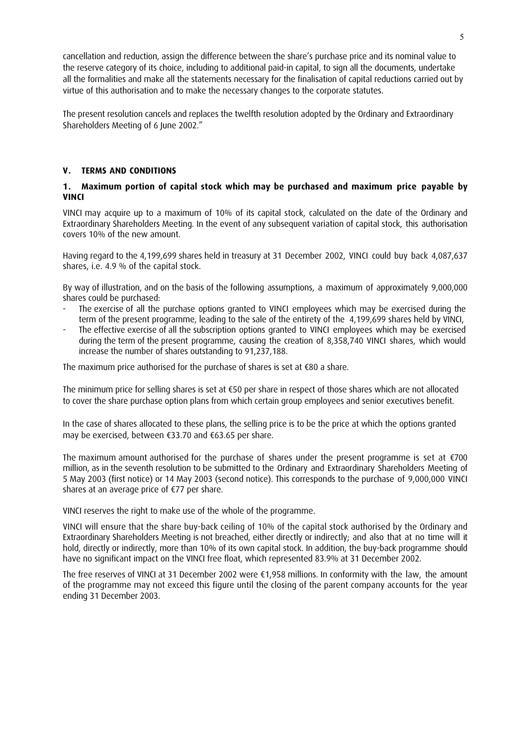cancellation and reduction, assign the difference between the share's purchase price and its nominal value to the reserve category of its choice, including to additional paid-in capital, to sign all the documents, undertake all the formalities and make all the statements necessary for the finalisation of capital reductions carried out by virtue of this authorisation and to make the necessary changes to the corporate statutes.

The present resolution cancels and replaces the twelfth resolution adopted by the Ordinary and Extraordinary Shareholders Meeting of 6 June 2002."

## V. TERMS AND CONDITIONS

### 1. Maximum portion of capital stock which may be purchased and maximum price payable by VINCI

VINCI may acquire up to a maximum of 10% of its capital stock, calculated on the date of the Ordinary and Extraordinary Shareholders Meeting. In the event of any subsequent variation of capital stock, this authorisation covers 10% of the new amount.

Having regard to the 4,199,699 shares held in treasury at 31 December 2002, VINCI could buy back 4,087,637 shares, i.e. 4.9 % of the capital stock.

By way of illustration, and on the basis of the following assumptions, a maximum of approximately 9,000,000 shares could be purchased:

- The exercise of all the purchase options granted to VINCI employees which may be exercised during the term of the present programme, leading to the sale of the entirety of the 4,199,699 shares held by VINCI,
- The effective exercise of all the subscription options granted to VINCI employees which may be exercised during the term of the present programme, causing the creation of 8,358,740 VINCI shares, which would increase the number of shares outstanding to 91,237,188.

The maximum price authorised for the purchase of shares is set at €80 a share.

The minimum price for selling shares is set at €50 per share in respect of those shares which are not allocated to cover the share purchase option plans from which certain group employees and senior executives benefit.

In the case of shares allocated to these plans, the selling price is to be the price at which the options granted may be exercised, between €33.70 and €63.65 per share.

The maximum amount authorised for the purchase of shares under the present programme is set at €700 million, as in the seventh resolution to be submitted to the Ordinary and Extraordinary Shareholders Meeting of 5 May 2003 (first notice) or 14 May 2003 (second notice). This corresponds to the purchase of 9,000,000 VINCI shares at an average price of €77 per share.

VINCI reserves the right to make use of the whole of the programme.

VINCI will ensure that the share buy-back ceiling of 10% of the capital stock authorised by the Ordinary and Extraordinary Shareholders Meeting is not breached, either directly or indirectly; and also that at no time will it hold, directly or indirectly, more than 10% of its own capital stock. In addition, the buy-back programme should have no significant impact on the VINCI free float, which represented 83.9% at 31 December 2002.

The free reserves of VINCI at 31 December 2002 were €1,958 millions. In conformity with the law, the amount of the programme may not exceed this figure until the closing of the parent company accounts for the year ending 31 December 2003.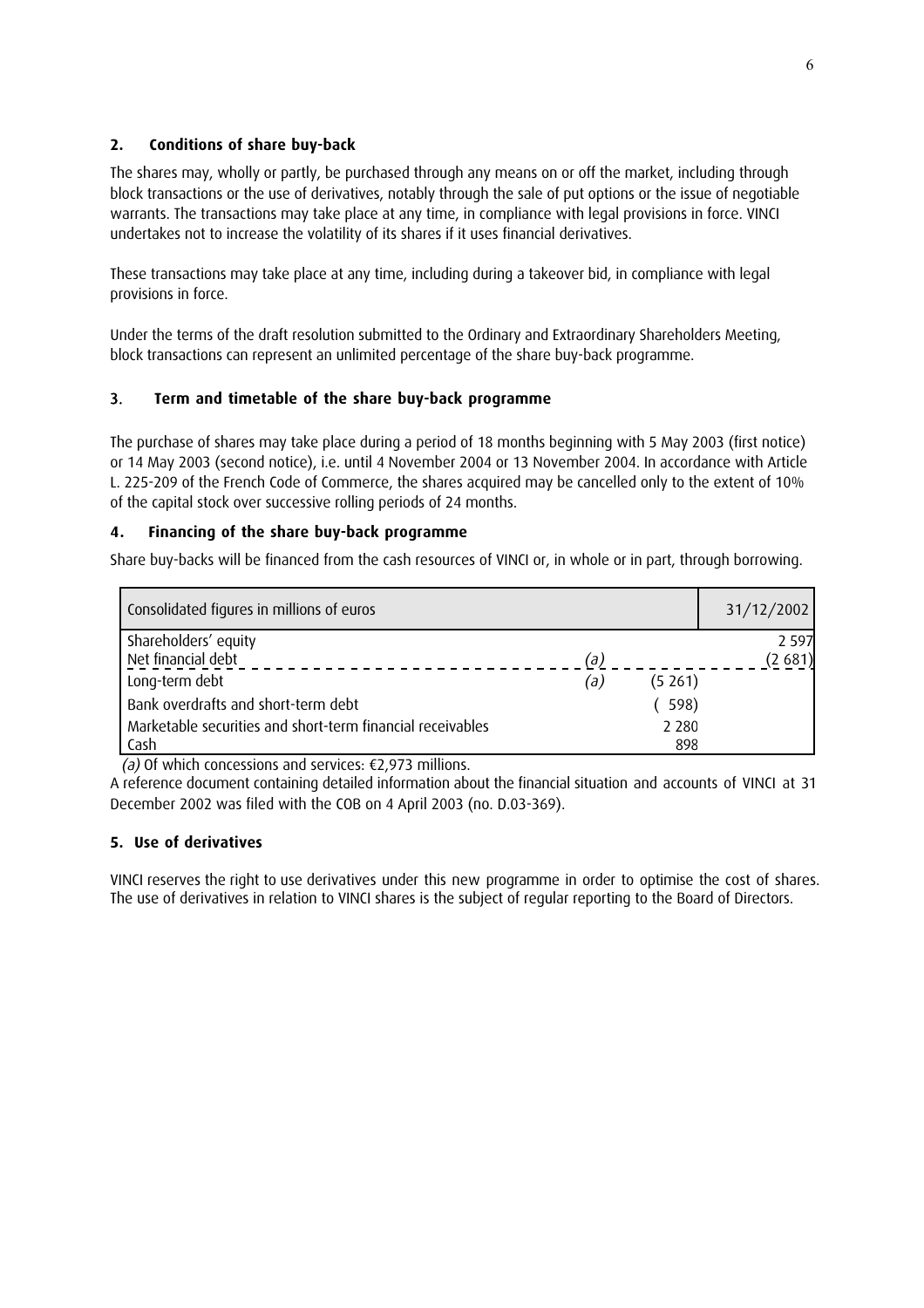## 2. Conditions of share buy-back

The shares may, wholly or partly, be purchased through any means on or off the market, including through block transactions or the use of derivatives, notably through the sale of put options or the issue of negotiable warrants. The transactions may take place at any time, in compliance with legal provisions in force. VINCI undertakes not to increase the volatility of its shares if it uses financial derivatives.

These transactions may take place at any time, including during a takeover bid, in compliance with legal provisions in force.

Under the terms of the draft resolution submitted to the Ordinary and Extraordinary Shareholders Meeting, block transactions can represent an unlimited percentage of the share buy-back programme.

## 3. Term and timetable of the share buy-back programme

The purchase of shares may take place during a period of 18 months beginning with 5 May 2003 (first notice) or 14 May 2003 (second notice), i.e. until 4 November 2004 or 13 November 2004. In accordance with Article L. 225-209 of the French Code of Commerce, the shares acquired may be cancelled only to the extent of 10% of the capital stock over successive rolling periods of 24 months.

## 4. Financing of the share buy-back programme

Share buy-backs will be financed from the cash resources of VINCI or, in whole or in part, through borrowing.

| Consolidated figures in millions of euros | | | 31/12/2002 |
|---|---|---|---|
| Shareholders' equity | | | 2 597 |
| Net financial debt | (a) | | (2 681) |
| Long-term debt | (a) | (5 261) | |
| Bank overdrafts and short-term debt | | ( 598) | |
| Marketable securities and short-term financial receivables | | 2 280 | |
| Cash | | 898 | |

*(a)* Of which concessions and services: €2,973 millions.

A reference document containing detailed information about the financial situation and accounts of VINCI at 31 December 2002 was filed with the COB on 4 April 2003 (no. D.03-369).

## 5. Use of derivatives

VINCI reserves the right to use derivatives under this new programme in order to optimise the cost of shares. The use of derivatives in relation to VINCI shares is the subject of regular reporting to the Board of Directors.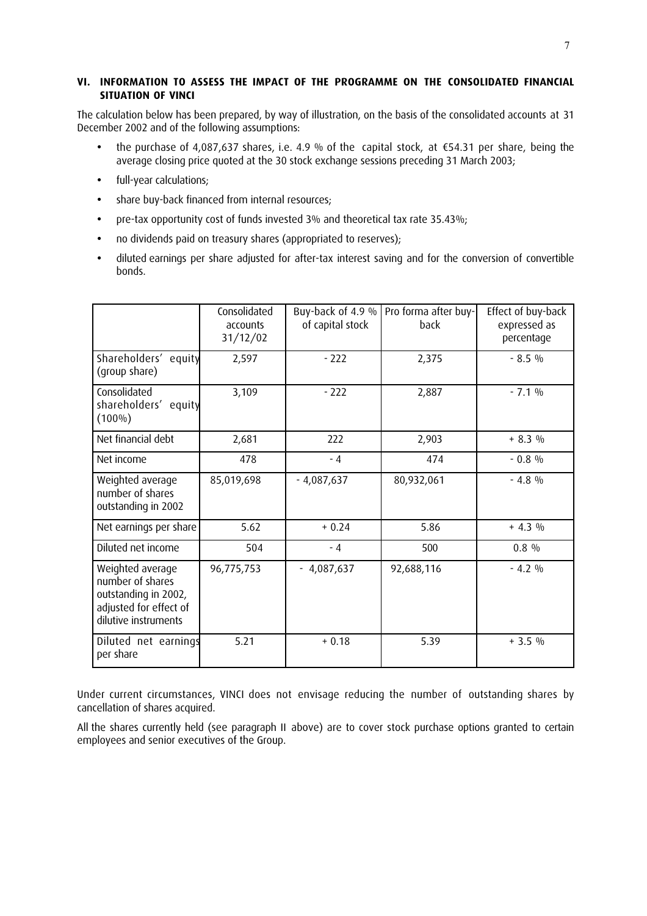## VI. INFORMATION TO ASSESS THE IMPACT OF THE PROGRAMME ON THE CONSOLIDATED FINANCIAL SITUATION OF VINCI

The calculation below has been prepared, by way of illustration, on the basis of the consolidated accounts at 31 December 2002 and of the following assumptions:

- the purchase of 4,087,637 shares, i.e. 4.9 % of the capital stock, at €54.31 per share, being the average closing price quoted at the 30 stock exchange sessions preceding 31 March 2003;
- full-year calculations;
- share buy-back financed from internal resources;
- pre-tax opportunity cost of funds invested 3% and theoretical tax rate 35.43%;
- no dividends paid on treasury shares (appropriated to reserves);
- diluted earnings per share adjusted for after-tax interest saving and for the conversion of convertible bonds.

| | Consolidated accounts 31/12/02 | Buy-back of 4.9 % of capital stock | Pro forma after buy-back | Effect of buy-back expressed as percentage |
|---|---|---|---|---|
| Shareholders' equity (group share) | 2,597 | - 222 | 2,375 | - 8.5 % |
| Consolidated shareholders' equity (100%) | 3,109 | - 222 | 2,887 | - 7.1 % |
| Net financial debt | 2,681 | 222 | 2,903 | + 8.3 % |
| Net income | 478 | - 4 | 474 | - 0.8 % |
| Weighted average number of shares outstanding in 2002 | 85,019,698 | - 4,087,637 | 80,932,061 | - 4.8 % |
| Net earnings per share | 5.62 | + 0.24 | 5.86 | + 4.3 % |
| Diluted net income | 504 | - 4 | 500 | 0.8 % |
| Weighted average number of shares outstanding in 2002, adjusted for effect of dilutive instruments | 96,775,753 | - 4,087,637 | 92,688,116 | - 4.2 % |
| Diluted net earnings per share | 5.21 | + 0.18 | 5.39 | + 3.5 % |

Under current circumstances, VINCI does not envisage reducing the number of outstanding shares by cancellation of shares acquired.

All the shares currently held (see paragraph II above) are to cover stock purchase options granted to certain employees and senior executives of the Group.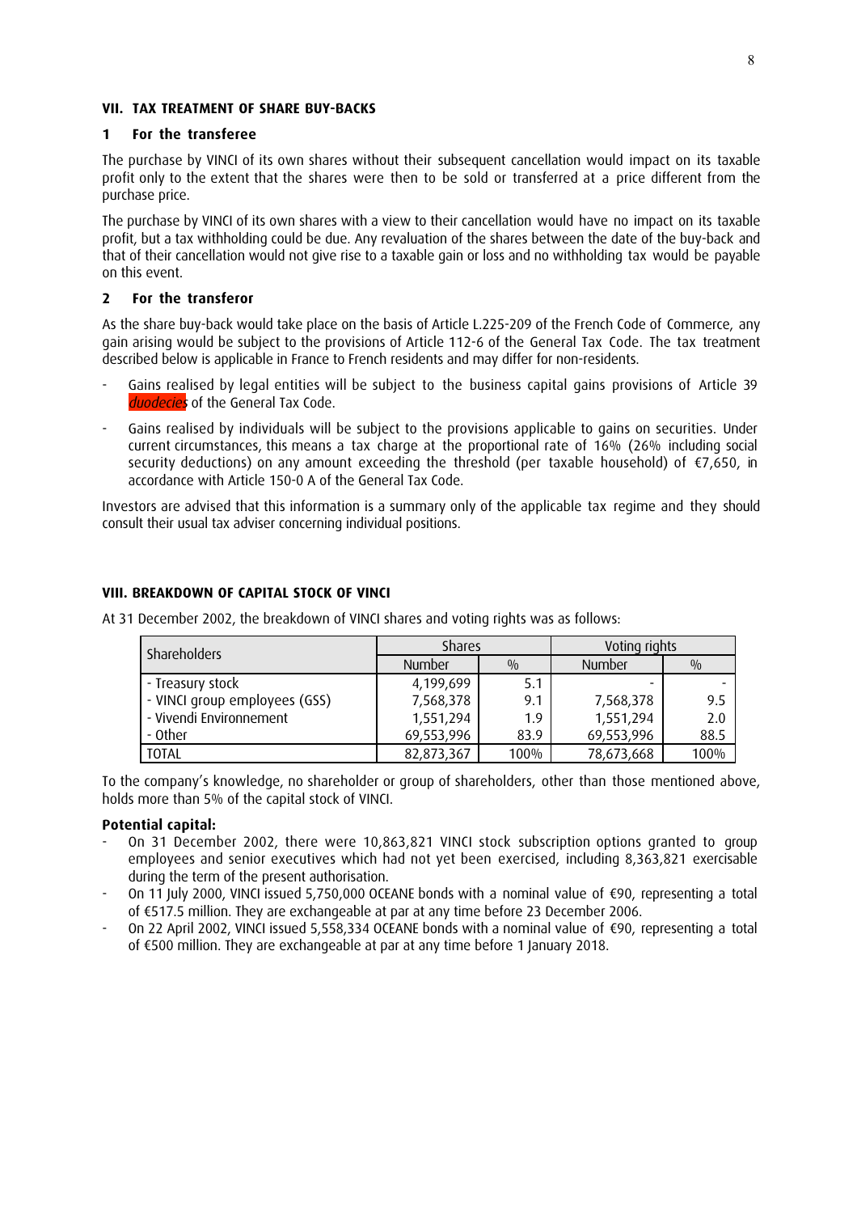## VII. TAX TREATMENT OF SHARE BUY-BACKS

### 1 For the transferee

The purchase by VINCI of its own shares without their subsequent cancellation would impact on its taxable profit only to the extent that the shares were then to be sold or transferred at a price different from the purchase price.

The purchase by VINCI of its own shares with a view to their cancellation would have no impact on its taxable profit, but a tax withholding could be due. Any revaluation of the shares between the date of the buy-back and that of their cancellation would not give rise to a taxable gain or loss and no withholding tax would be payable on this event.

### 2 For the transferor

As the share buy-back would take place on the basis of Article L.225-209 of the French Code of Commerce, any gain arising would be subject to the provisions of Article 112-6 of the General Tax Code. The tax treatment described below is applicable in France to French residents and may differ for non-residents.

- Gains realised by legal entities will be subject to the business capital gains provisions of Article 39 *duodecies* of the General Tax Code.
- Gains realised by individuals will be subject to the provisions applicable to gains on securities. Under current circumstances, this means a tax charge at the proportional rate of 16% (26% including social security deductions) on any amount exceeding the threshold (per taxable household) of €7,650, in accordance with Article 150-0 A of the General Tax Code.

Investors are advised that this information is a summary only of the applicable tax regime and they should consult their usual tax adviser concerning individual positions.

## VIII. BREAKDOWN OF CAPITAL STOCK OF VINCI

At 31 December 2002, the breakdown of VINCI shares and voting rights was as follows:

| Shareholders | Shares | | Voting rights | |
|---|---|---|---|---|
| | Number | % | Number | % |
| - Treasury stock | 4,199,699 | 5.1 | - | - |
| - VINCI group employees (GSS) | 7,568,378 | 9.1 | 7,568,378 | 9.5 |
| - Vivendi Environnement | 1,551,294 | 1.9 | 1,551,294 | 2.0 |
| - Other | 69,553,996 | 83.9 | 69,553,996 | 88.5 |
| TOTAL | 82,873,367 | 100% | 78,673,668 | 100% |

To the company's knowledge, no shareholder or group of shareholders, other than those mentioned above, holds more than 5% of the capital stock of VINCI.

**Potential capital:**

- On 31 December 2002, there were 10,863,821 VINCI stock subscription options granted to group employees and senior executives which had not yet been exercised, including 8,363,821 exercisable during the term of the present authorisation.
- On 11 July 2000, VINCI issued 5,750,000 OCEANE bonds with a nominal value of €90, representing a total of €517.5 million. They are exchangeable at par at any time before 23 December 2006.
- On 22 April 2002, VINCI issued 5,558,334 OCEANE bonds with a nominal value of €90, representing a total of €500 million. They are exchangeable at par at any time before 1 January 2018.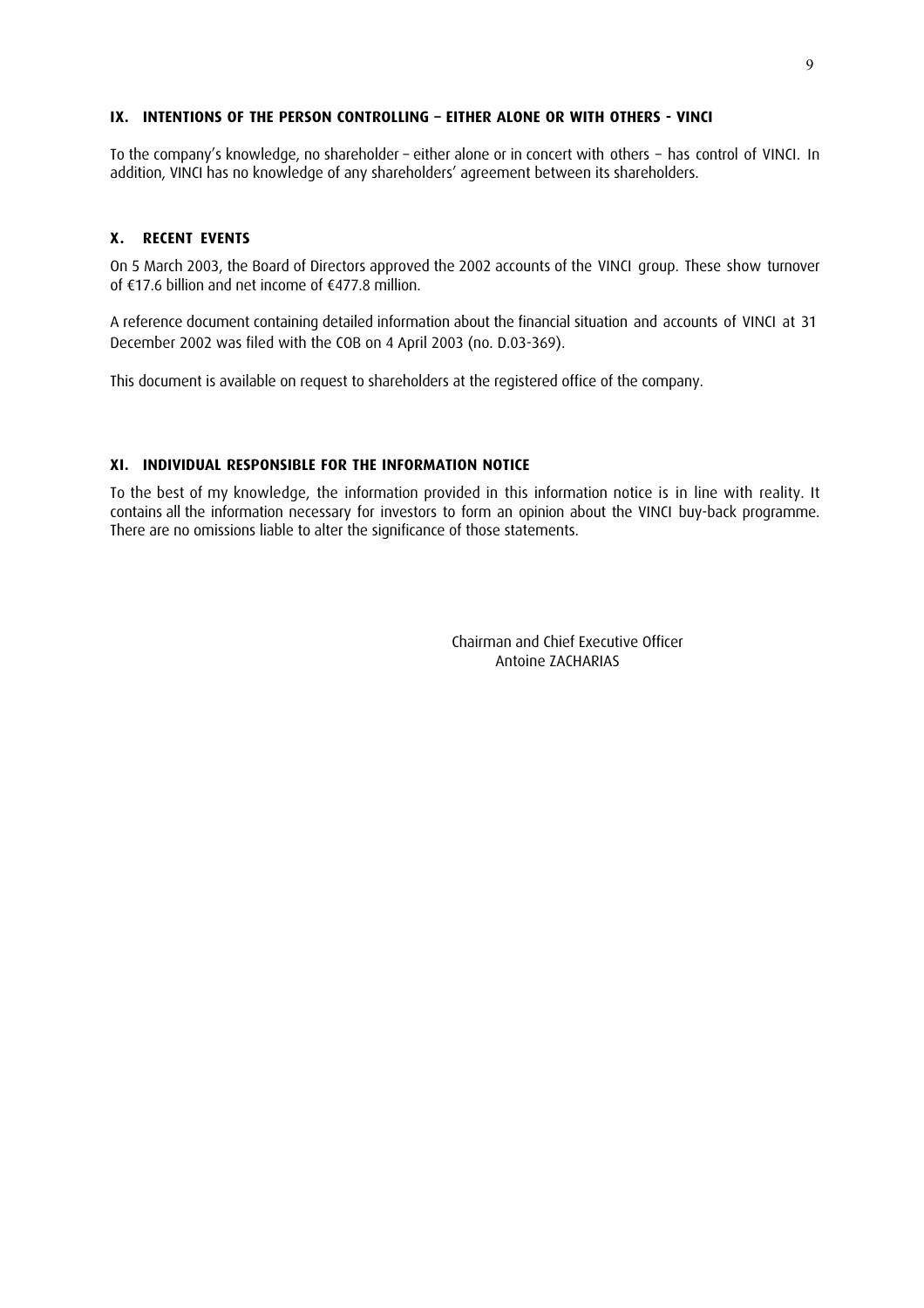## IX. INTENTIONS OF THE PERSON CONTROLLING – EITHER ALONE OR WITH OTHERS - VINCI

To the company's knowledge, no shareholder – either alone or in concert with others – has control of VINCI. In addition, VINCI has no knowledge of any shareholders' agreement between its shareholders.

## X. RECENT EVENTS

On 5 March 2003, the Board of Directors approved the 2002 accounts of the VINCI group. These show turnover of €17.6 billion and net income of €477.8 million.

A reference document containing detailed information about the financial situation and accounts of VINCI at 31 December 2002 was filed with the COB on 4 April 2003 (no. D.03-369).

This document is available on request to shareholders at the registered office of the company.

## XI. INDIVIDUAL RESPONSIBLE FOR THE INFORMATION NOTICE

To the best of my knowledge, the information provided in this information notice is in line with reality. It contains all the information necessary for investors to form an opinion about the VINCI buy-back programme. There are no omissions liable to alter the significance of those statements.

Chairman and Chief Executive Officer
Antoine ZACHARIAS